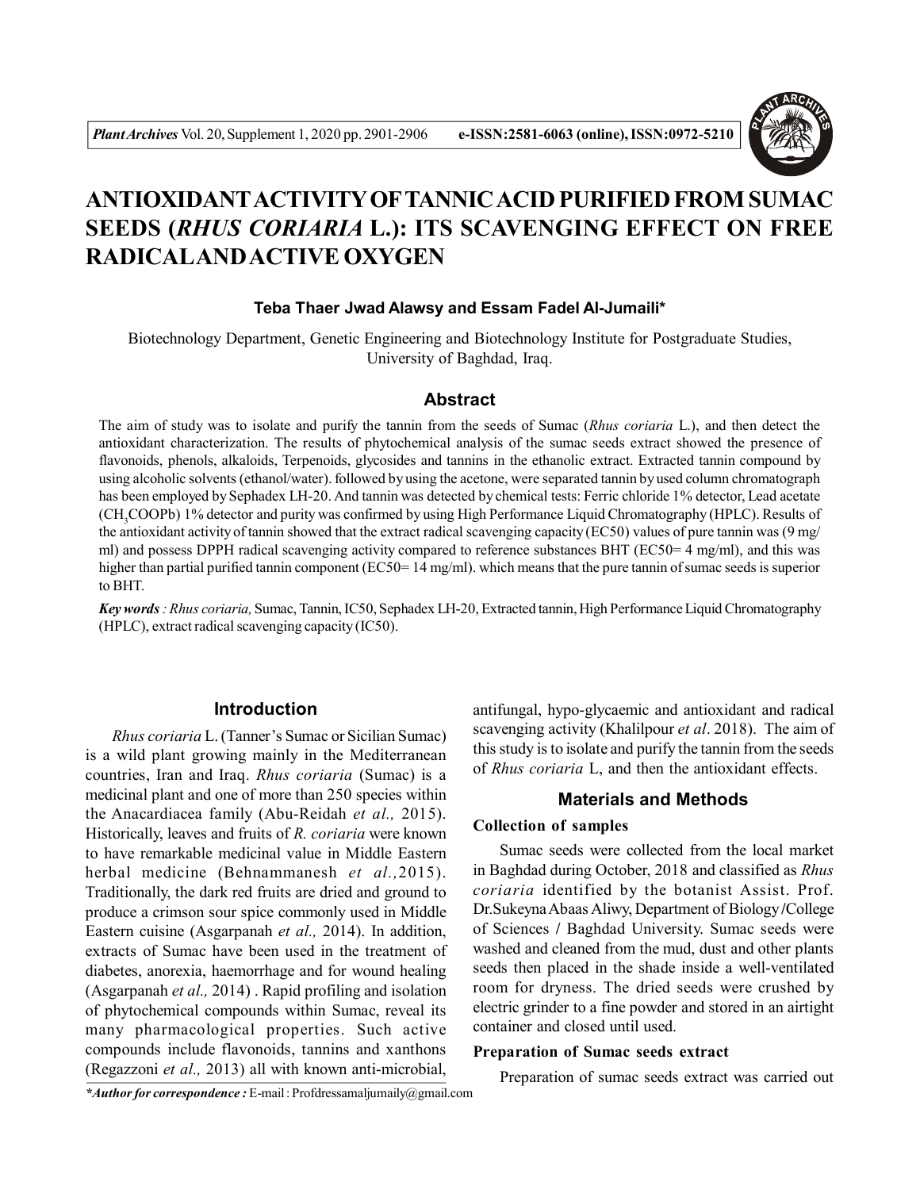# ANTIOXIDANT ACTIVITY OF TANNIC ACID PURIFIED FROM SUMAC SEEDS (*RHUS CORIARIA* L.): ITS SCAVENGING EFFECT ON FREE RADICAL AND ACTIVE OXYGEN

**Teba Thaer Jwad Alawsy and Essam Fadel Al-Jumaili***

Biotechnology Department, Genetic Engineering and Biotechnology Institute for Postgraduate Studies, University of Baghdad, Iraq.

## Abstract

The aim of study was to isolate and purify the tannin from the seeds of Sumac (*Rhus coriaria* L.), and then detect the antioxidant characterization. The results of phytochemical analysis of the sumac seeds extract showed the presence of flavonoids, phenols, alkaloids, Terpenoids, glycosides and tannins in the ethanolic extract. Extracted tannin compound by using alcoholic solvents (ethanol/water). followed by using the acetone, were separated tannin by used column chromatograph has been employed by Sephadex LH-20. And tannin was detected by chemical tests: Ferric chloride 1% detector, Lead acetate ($CH_3COOPb$) 1% detector and purity was confirmed by using High Performance Liquid Chromatography (HPLC). Results of the antioxidant activity of tannin showed that the extract radical scavenging capacity (EC50) values of pure tannin was (9 mg/ml) and possess DPPH radical scavenging activity compared to reference substances BHT (EC50= 4 mg/ml), and this was higher than partial purified tannin component (EC50= 14 mg/ml). which means that the pure tannin of sumac seeds is superior to BHT.

***Key words*** *: Rhus coriaria,* Sumac, Tannin, IC50, Sephadex LH-20, Extracted tannin, High Performance Liquid Chromatography (HPLC), extract radical scavenging capacity (IC50).

## Introduction

*Rhus coriaria* L. (Tanner's Sumac or Sicilian Sumac) is a wild plant growing mainly in the Mediterranean countries, Iran and Iraq. *Rhus coriaria* (Sumac) is a medicinal plant and one of more than 250 species within the Anacardiacea family (Abu-Reidah *et al.,* 2015). Historically, leaves and fruits of *R. coriaria* were known to have remarkable medicinal value in Middle Eastern herbal medicine (Behnammanesh *et al.,*2015). Traditionally, the dark red fruits are dried and ground to produce a crimson sour spice commonly used in Middle Eastern cuisine (Asgarpanah *et al.,* 2014). In addition, extracts of Sumac have been used in the treatment of diabetes, anorexia, haemorrhage and for wound healing (Asgarpanah *et al.,* 2014) . Rapid profiling and isolation of phytochemical compounds within Sumac, reveal its many pharmacological properties. Such active compounds include flavonoids, tannins and xanthons (Regazzoni *et al.,* 2013) all with known anti-microbial, antifungal, hypo-glycaemic and antioxidant and radical scavenging activity (Khalilpour *et al*. 2018). The aim of this study is to isolate and purify the tannin from the seeds of *Rhus coriaria* L, and then the antioxidant effects.

## Materials and Methods

### Collection of samples

Sumac seeds were collected from the local market in Baghdad during October, 2018 and classified as *Rhus coriaria* identified by the botanist Assist. Prof. Dr.Sukeyna Abaas Aliwy, Department of Biology /College of Sciences / Baghdad University. Sumac seeds were washed and cleaned from the mud, dust and other plants seeds then placed in the shade inside a well-ventilated room for dryness. The dried seeds were crushed by electric grinder to a fine powder and stored in an airtight container and closed until used.

### Preparation of Sumac seeds extract

Preparation of sumac seeds extract was carried out

***Author for correspondence :** E-mail : Profdressamaljumaily@gmail.com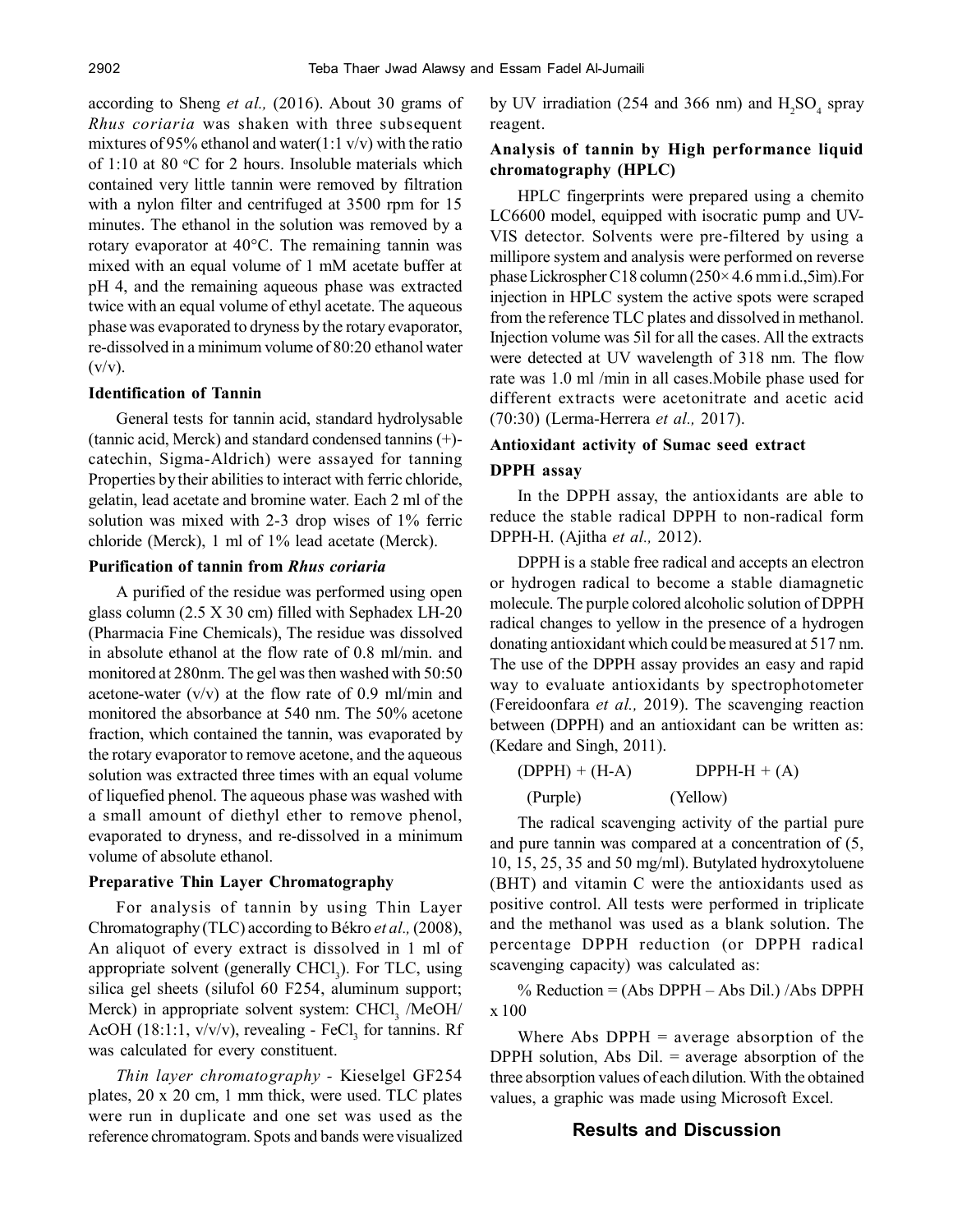according to Sheng *et al.,* (2016). About 30 grams of *Rhus coriaria* was shaken with three subsequent mixtures of 95% ethanol and water(1:1 v/v) with the ratio of 1:10 at 80 °C for 2 hours. Insoluble materials which contained very little tannin were removed by filtration with a nylon filter and centrifuged at 3500 rpm for 15 minutes. The ethanol in the solution was removed by a rotary evaporator at 40°C. The remaining tannin was mixed with an equal volume of 1 mM acetate buffer at pH 4, and the remaining aqueous phase was extracted twice with an equal volume of ethyl acetate. The aqueous phase was evaporated to dryness by the rotary evaporator, re-dissolved in a minimum volume of 80:20 ethanol water (v/v).

### Identification of Tannin

General tests for tannin acid, standard hydrolysable (tannic acid, Merck) and standard condensed tannins (+)-catechin, Sigma-Aldrich) were assayed for tanning Properties by their abilities to interact with ferric chloride, gelatin, lead acetate and bromine water. Each 2 ml of the solution was mixed with 2-3 drop wises of 1% ferric chloride (Merck), 1 ml of 1% lead acetate (Merck).

### Purification of tannin from *Rhus coriaria*

A purified of the residue was performed using open glass column (2.5 X 30 cm) filled with Sephadex LH-20 (Pharmacia Fine Chemicals), The residue was dissolved in absolute ethanol at the flow rate of 0.8 ml/min. and monitored at 280nm. The gel was then washed with 50:50 acetone-water (v/v) at the flow rate of 0.9 ml/min and monitored the absorbance at 540 nm. The 50% acetone fraction, which contained the tannin, was evaporated by the rotary evaporator to remove acetone, and the aqueous solution was extracted three times with an equal volume of liquefied phenol. The aqueous phase was washed with a small amount of diethyl ether to remove phenol, evaporated to dryness, and re-dissolved in a minimum volume of absolute ethanol.

### Preparative Thin Layer Chromatography

For analysis of tannin by using Thin Layer Chromatography (TLC) according to Békro *et al.,* (2008), An aliquot of every extract is dissolved in 1 ml of appropriate solvent (generally $CHCl_3$). For TLC, using silica gel sheets (silufol 60 F254, aluminum support; Merck) in appropriate solvent system: $CHCl_3$ /MeOH/ AcOH (18:1:1, v/v/v), revealing - $FeCl_3$ for tannins. Rf was calculated for every constituent.

*Thin layer chromatography* - Kieselgel GF254 plates, 20 x 20 cm, 1 mm thick, were used. TLC plates were run in duplicate and one set was used as the reference chromatogram. Spots and bands were visualized by UV irradiation (254 and 366 nm) and $H_2SO_4$ spray reagent.

### Analysis of tannin by High performance liquid chromatography (HPLC)

HPLC fingerprints were prepared using a chemito LC6600 model, equipped with isocratic pump and UV-VIS detector. Solvents were pre-filtered by using a millipore system and analysis were performed on reverse phase Lickrospher C18 column (250× 4.6 mm i.d.,5ìm).For injection in HPLC system the active spots were scraped from the reference TLC plates and dissolved in methanol. Injection volume was 5ìl for all the cases. All the extracts were detected at UV wavelength of 318 nm. The flow rate was 1.0 ml /min in all cases.Mobile phase used for different extracts were acetonitrate and acetic acid (70:30) (Lerma-Herrera *et al.,* 2017).

### Antioxidant activity of Sumac seed extract

### DPPH assay

In the DPPH assay, the antioxidants are able to reduce the stable radical DPPH to non-radical form DPPH-H. (Ajitha *et al.,* 2012).

DPPH is a stable free radical and accepts an electron or hydrogen radical to become a stable diamagnetic molecule. The purple colored alcoholic solution of DPPH radical changes to yellow in the presence of a hydrogen donating antioxidant which could be measured at 517 nm. The use of the DPPH assay provides an easy and rapid way to evaluate antioxidants by spectrophotometer (Fereidoonfara *et al.,* 2019). The scavenging reaction between (DPPH) and an antioxidant can be written as: (Kedare and Singh, 2011).

(DPPH) + (H-A) DPPH-H + (A)

(Purple) (Yellow)

The radical scavenging activity of the partial pure and pure tannin was compared at a concentration of (5, 10, 15, 25, 35 and 50 mg/ml). Butylated hydroxytoluene (BHT) and vitamin C were the antioxidants used as positive control. All tests were performed in triplicate and the methanol was used as a blank solution. The percentage DPPH reduction (or DPPH radical scavenging capacity) was calculated as:

% Reduction = (Abs DPPH – Abs Dil.) /Abs DPPH x 100

Where Abs DPPH = average absorption of the DPPH solution, Abs Dil. = average absorption of the three absorption values of each dilution. With the obtained values, a graphic was made using Microsoft Excel.

## Results and Discussion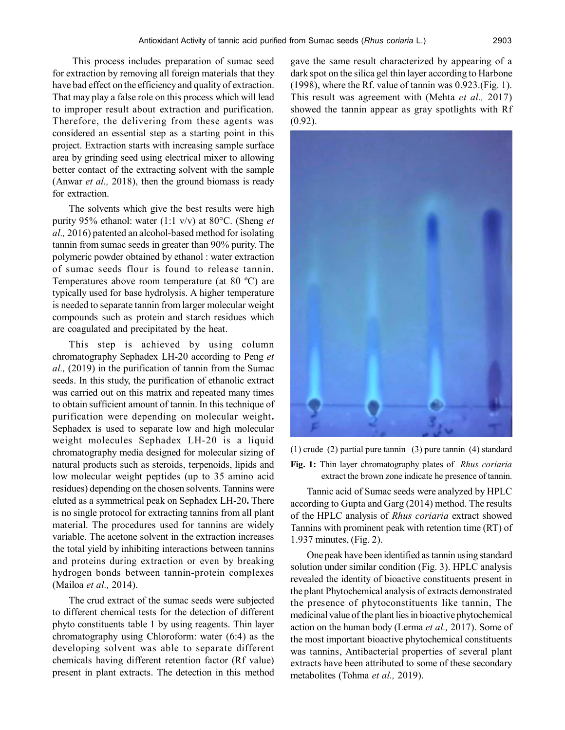This process includes preparation of sumac seed for extraction by removing all foreign materials that they have bad effect on the efficiency and quality of extraction. That may play a false role on this process which will lead to improper result about extraction and purification. Therefore, the delivering from these agents was considered an essential step as a starting point in this project. Extraction starts with increasing sample surface area by grinding seed using electrical mixer to allowing better contact of the extracting solvent with the sample (Anwar *et al.,* 2018), then the ground biomass is ready for extraction.

The solvents which give the best results were high purity 95% ethanol: water (1:1 v/v) at 80°C. (Sheng *et al.,* 2016) patented an alcohol-based method for isolating tannin from sumac seeds in greater than 90% purity. The polymeric powder obtained by ethanol : water extraction of sumac seeds flour is found to release tannin. Temperatures above room temperature (at 80 ºC) are typically used for base hydrolysis. A higher temperature is needed to separate tannin from larger molecular weight compounds such as protein and starch residues which are coagulated and precipitated by the heat.

This step is achieved by using column chromatography Sephadex LH-20 according to Peng *et al.,* (2019) in the purification of tannin from the Sumac seeds. In this study, the purification of ethanolic extract was carried out on this matrix and repeated many times to obtain sufficient amount of tannin. In this technique of purification were depending on molecular weight**.** Sephadex is used to separate low and high molecular weight molecules Sephadex LH-20 is a liquid chromatography media designed for molecular sizing of natural products such as steroids, terpenoids, lipids and low molecular weight peptides (up to 35 amino acid residues) depending on the chosen solvents. Tannins were eluted as a symmetrical peak on Sephadex LH-20**.** There is no single protocol for extracting tannins from all plant material. The procedures used for tannins are widely variable. The acetone solvent in the extraction increases the total yield by inhibiting interactions between tannins and proteins during extraction or even by breaking hydrogen bonds between tannin-protein complexes (Mailoa *et al.,* 2014).

The crud extract of the sumac seeds were subjected to different chemical tests for the detection of different phyto constituents table 1 by using reagents. Thin layer chromatography using Chloroform: water (6:4) as the developing solvent was able to separate different chemicals having different retention factor (Rf value) present in plant extracts. The detection in this method gave the same result characterized by appearing of a dark spot on the silica gel thin layer according to Harbone (1998), where the Rf. value of tannin was 0.923.(Fig. 1). This result was agreement with (Mehta *et al.,* 2017) showed the tannin appear as gray spotlights with Rf (0.92).

(1) crude (2) partial pure tannin (3) pure tannin (4) standard

**Fig. 1:** Thin layer chromatography plates of *Rhus coriaria* extract the brown zone indicate he presence of tannin.

Tannic acid of Sumac seeds were analyzed by HPLC according to Gupta and Garg (2014) method. The results of the HPLC analysis of *Rhus coriaria* extract showed Tannins with prominent peak with retention time (RT) of 1.937 minutes, (Fig. 2).

One peak have been identified as tannin using standard solution under similar condition (Fig. 3). HPLC analysis revealed the identity of bioactive constituents present in the plant Phytochemical analysis of extracts demonstrated the presence of phytoconstituents like tannin, The medicinal value of the plant lies in bioactive phytochemical action on the human body (Lerma *et al.,* 2017). Some of the most important bioactive phytochemical constituents was tannins, Antibacterial properties of several plant extracts have been attributed to some of these secondary metabolites (Tohma *et al.,* 2019).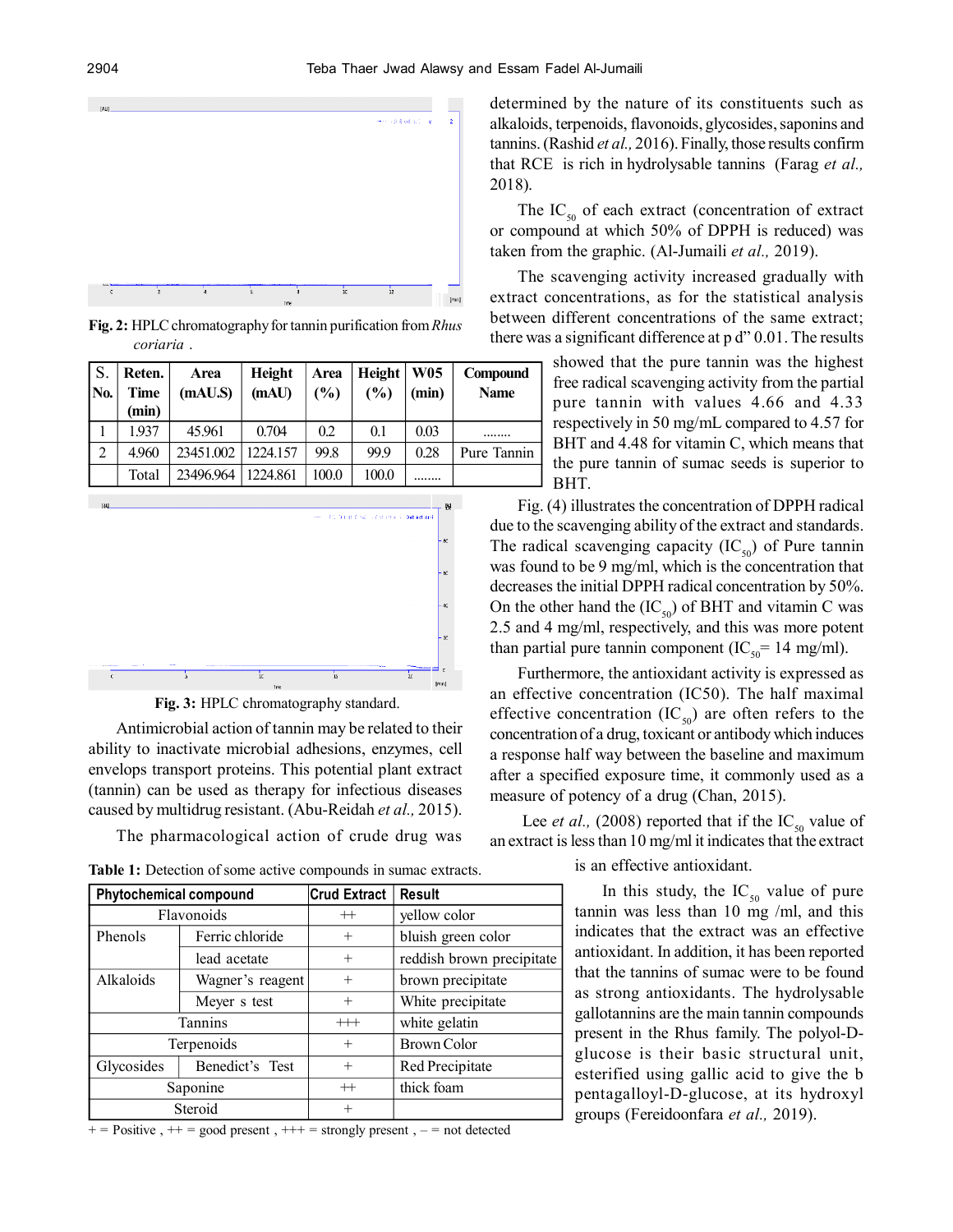**Fig. 2:** HPLC chromatography for tannin purification from *Rhus coriaria* .

| S. No. | Reten. Time (min) | Area (mAU.S) | Height (mAU) | Area (%) | Height (%) | W05 (min) | Compound Name |
|---|---|---|---|---|---|---|---|
| 1 | 1.937 | 45.961 | 0.704 | 0.2 | 0.1 | 0.03 | ........ |
| 2 | 4.960 | 23451.002 | 1224.157 | 99.8 | 99.9 | 0.28 | Pure Tannin |
| | Total | 23496.964 | 1224.861 | 100.0 | 100.0 | ........ | |

**Fig. 3:** HPLC chromatography standard.

Antimicrobial action of tannin may be related to their ability to inactivate microbial adhesions, enzymes, cell envelops transport proteins. This potential plant extract (tannin) can be used as therapy for infectious diseases caused by multidrug resistant. (Abu-Reidah *et al.,* 2015).

The pharmacological action of crude drug was determined by the nature of its constituents such as alkaloids, terpenoids, flavonoids, glycosides, saponins and tannins. (Rashid *et al.,* 2016). Finally, those results confirm that RCE is rich in hydrolysable tannins (Farag *et al.,* 2018).

The $IC_{50}$ of each extract (concentration of extract or compound at which 50% of DPPH is reduced) was taken from the graphic. (Al-Jumaili *et al.,* 2019).

The scavenging activity increased gradually with extract concentrations, as for the statistical analysis between different concentrations of the same extract; there was a significant difference at p d" 0.01. The results showed that the pure tannin was the highest free radical scavenging activity from the partial pure tannin with values 4.66 and 4.33 respectively in 50 mg/mL compared to 4.57 for BHT and 4.48 for vitamin C, which means that the pure tannin of sumac seeds is superior to BHT.

Fig. (4) illustrates the concentration of DPPH radical due to the scavenging ability of the extract and standards. The radical scavenging capacity ($IC_{50}$) of Pure tannin was found to be 9 mg/ml, which is the concentration that decreases the initial DPPH radical concentration by 50%. On the other hand the ($IC_{50}$) of BHT and vitamin C was 2.5 and 4 mg/ml, respectively, and this was more potent than partial pure tannin component ($IC_{50}$= 14 mg/ml).

Furthermore, the antioxidant activity is expressed as an effective concentration (IC50). The half maximal effective concentration ($IC_{50}$) are often refers to the concentration of a drug, toxicant or antibody which induces a response half way between the baseline and maximum after a specified exposure time, it commonly used as a measure of potency of a drug (Chan, 2015).

Lee *et al.,* (2008) reported that if the $IC_{50}$ value of an extract is less than 10 mg/ml it indicates that the extract is an effective antioxidant.

**Table 1:** Detection of some active compounds in sumac extracts.

| Phytochemical compound | | Crud Extract | Result |
|---|---|---|---|
| Flavonoids | | ++ | yellow color |
| Phenols | Ferric chloride | + | bluish green color |
| | lead acetate | + | reddish brown precipitate |
| Alkaloids | Wagner's reagent | + | brown precipitate |
| | Meyer s test | + | White precipitate |
| Tannins | | +++ | white gelatin |
| Terpenoids | | + | Brown Color |
| Glycosides | Benedict's Test | + | Red Precipitate |
| Saponine | | ++ | thick foam |
| Steroid | | + | |

+ = Positive , ++ = good present , +++ = strongly present , – = not detected

In this study, the $IC_{50}$ value of pure tannin was less than 10 mg /ml, and this indicates that the extract was an effective antioxidant. In addition, it has been reported that the tannins of sumac were to be found as strong antioxidants. The hydrolysable gallotannins are the main tannin compounds present in the Rhus family. The polyol-D-glucose is their basic structural unit, esterified using gallic acid to give the b pentagalloyl-D-glucose, at its hydroxyl groups (Fereidoonfara *et al.,* 2019).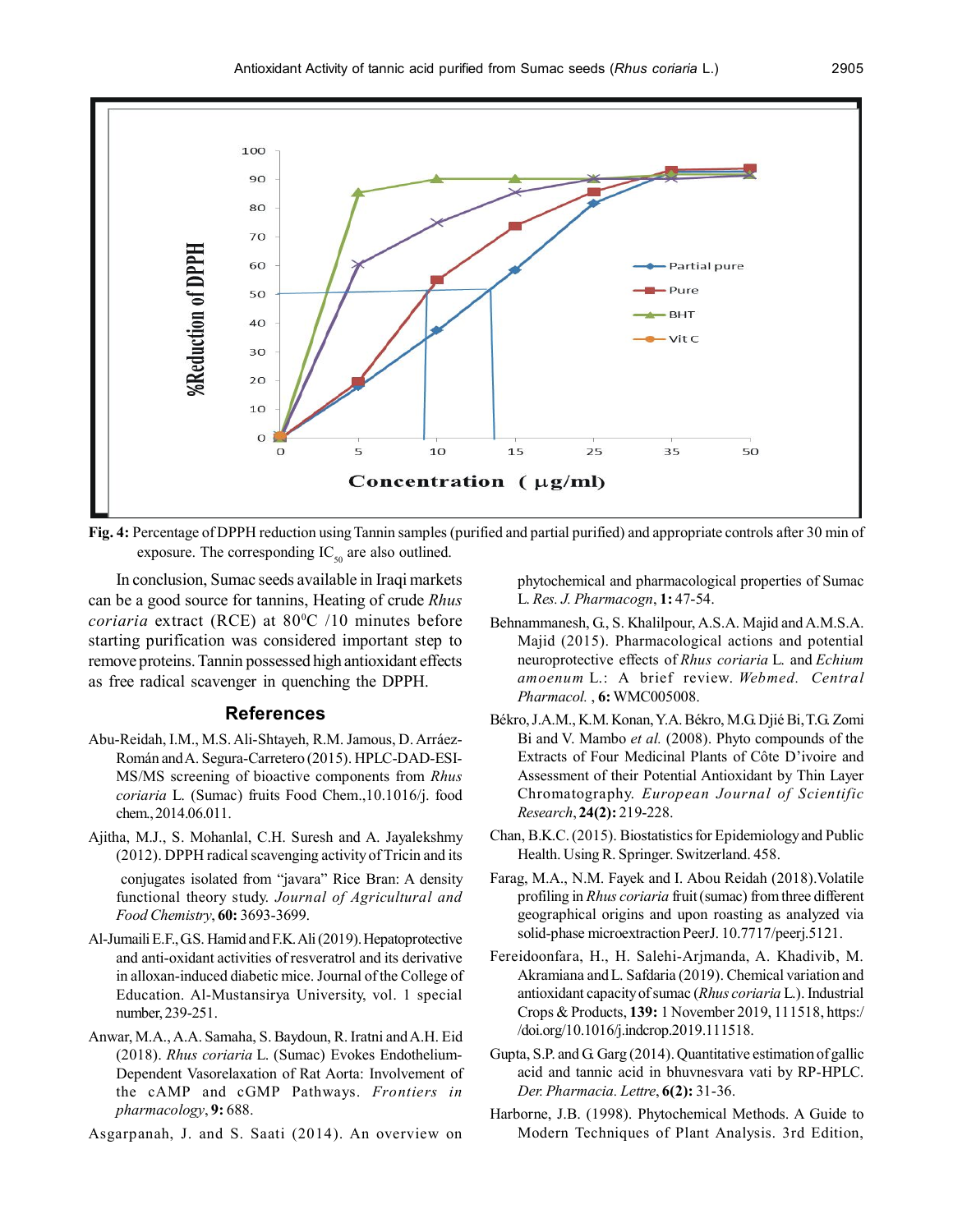**Fig. 4:** Percentage of DPPH reduction using Tannin samples (purified and partial purified) and appropriate controls after 30 min of exposure. The corresponding $IC_{50}$ are also outlined.

In conclusion, Sumac seeds available in Iraqi markets can be a good source for tannins, Heating of crude *Rhus coriaria* extract (RCE) at 80°C /10 minutes before starting purification was considered important step to remove proteins. Tannin possessed high antioxidant effects as free radical scavenger in quenching the DPPH.

## References

Abu-Reidah, I.M., M.S. Ali-Shtayeh, R.M. Jamous, D. Arráez-Román and A. Segura-Carretero (2015). HPLC-DAD-ESI-MS/MS screening of bioactive components from *Rhus coriaria* L. (Sumac) fruits Food Chem.,10.1016/j. food chem., 2014.06.011.

Ajitha, M.J., S. Mohanlal, C.H. Suresh and A. Jayalekshmy (2012). DPPH radical scavenging activity of Tricin and its conjugates isolated from "javara" Rice Bran: A density functional theory study. *Journal of Agricultural and Food Chemistry*, **60:** 3693-3699.

Al-Jumaili E.F., G.S. Hamid and F.K. Ali (2019). Hepatoprotective and anti-oxidant activities of resveratrol and its derivative in alloxan-induced diabetic mice. Journal of the College of Education. Al-Mustansirya University, vol. 1 special number, 239-251.

Anwar, M.A., A.A. Samaha, S. Baydoun, R. Iratni and A.H. Eid (2018). *Rhus coriaria* L. (Sumac) Evokes Endothelium-Dependent Vasorelaxation of Rat Aorta: Involvement of the cAMP and cGMP Pathways. *Frontiers in pharmacology*, **9:** 688.

Asgarpanah, J. and S. Saati (2014). An overview on phytochemical and pharmacological properties of Sumac L. *Res. J. Pharmacogn*, **1:** 47-54.

Behnammanesh, G., S. Khalilpour, A.S.A. Majid and A.M.S.A. Majid (2015). Pharmacological actions and potential neuroprotective effects of *Rhus coriaria* L. and *Echium amoenum* L.: A brief review. *Webmed. Central Pharmacol.* , **6:** WMC005008.

Békro, J.A.M., K.M. Konan, Y.A. Békro, M.G. Djié Bi, T.G. Zomi Bi and V. Mambo *et al.* (2008). Phyto compounds of the Extracts of Four Medicinal Plants of Côte D'ivoire and Assessment of their Potential Antioxidant by Thin Layer Chromatography. *European Journal of Scientific Research*, **24(2):** 219-228.

Chan, B.K.C. (2015). Biostatistics for Epidemiology and Public Health. Using R. Springer. Switzerland. 458.

Farag, M.A., N.M. Fayek and I. Abou Reidah (2018).Volatile profiling in *Rhus coriaria* fruit (sumac) from three different geographical origins and upon roasting as analyzed via solid-phase microextraction PeerJ. 10.7717/peerj.5121.

Fereidoonfara, H., H. Salehi-Arjmanda, A. Khadivib, M. Akramiana and L. Safdaria (2019). Chemical variation and antioxidant capacity of sumac (*Rhus coriaria* L.). Industrial Crops & Products, **139:** 1 November 2019, 111518, https://doi.org/10.1016/j.indcrop.2019.111518.

Gupta, S.P. and G. Garg (2014). Quantitative estimation of gallic acid and tannic acid in bhuvnesvara vati by RP-HPLC. *Der. Pharmacia. Lettre*, **6(2):** 31-36.

Harborne, J.B. (1998). Phytochemical Methods. A Guide to Modern Techniques of Plant Analysis. 3rd Edition,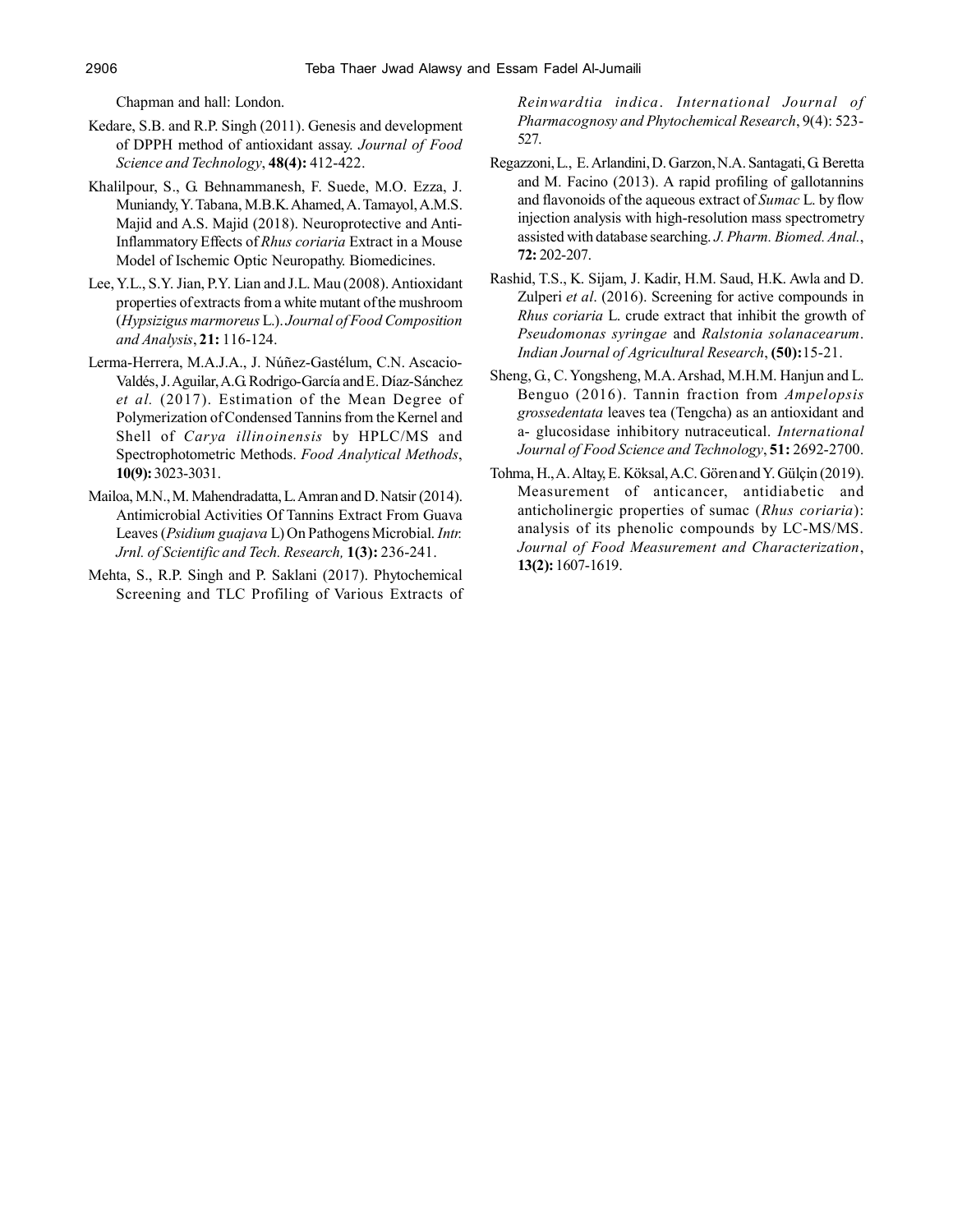Chapman and hall: London.

Kedare, S.B. and R.P. Singh (2011). Genesis and development of DPPH method of antioxidant assay. *Journal of Food Science and Technology*, **48(4):** 412-422.

Khalilpour, S., G. Behnammanesh, F. Suede, M.O. Ezza, J. Muniandy, Y. Tabana, M.B.K. Ahamed, A. Tamayol, A.M.S. Majid and A.S. Majid (2018). Neuroprotective and Anti-Inflammatory Effects of *Rhus coriaria* Extract in a Mouse Model of Ischemic Optic Neuropathy. Biomedicines.

Lee, Y.L., S.Y. Jian, P.Y. Lian and J.L. Mau (2008). Antioxidant properties of extracts from a white mutant of the mushroom (*Hypsizigus marmoreus* L.). *Journal of Food Composition and Analysis*, **21:** 116-124.

Lerma-Herrera, M.A.J.A., J. Núñez-Gastélum, C.N. Ascacio-Valdés, J. Aguilar, A.G. Rodrigo-García and E. Díaz-Sánchez *et al.* (2017). Estimation of the Mean Degree of Polymerization of Condensed Tannins from the Kernel and Shell of *Carya illinoinensis* by HPLC/MS and Spectrophotometric Methods. *Food Analytical Methods*, **10(9):** 3023-3031.

Mailoa, M.N., M. Mahendradatta, L. Amran and D. Natsir (2014). Antimicrobial Activities Of Tannins Extract From Guava Leaves (*Psidium guajava* L) On Pathogens Microbial. *Intr. Jrnl. of Scientific and Tech. Research,* **1(3):** 236-241.

Mehta, S., R.P. Singh and P. Saklani (2017). Phytochemical Screening and TLC Profiling of Various Extracts of *Reinwardtia indica*. *International Journal of Pharmacognosy and Phytochemical Research*, 9(4): 523-527.

Regazzoni, L., E. Arlandini, D. Garzon, N.A. Santagati, G. Beretta and M. Facino (2013). A rapid profiling of gallotannins and flavonoids of the aqueous extract of *Sumac* L. by flow injection analysis with high-resolution mass spectrometry assisted with database searching. *J. Pharm. Biomed. Anal.*, **72:** 202-207.

Rashid, T.S., K. Sijam, J. Kadir, H.M. Saud, H.K. Awla and D. Zulperi *et al*. (2016). Screening for active compounds in *Rhus coriaria* L. crude extract that inhibit the growth of *Pseudomonas syringae* and *Ralstonia solanacearum*. *Indian Journal of Agricultural Research*, **(50):**15-21.

Sheng, G., C. Yongsheng, M.A. Arshad, M.H.M. Hanjun and L. Benguo (2016). Tannin fraction from *Ampelopsis grossedentata* leaves tea (Tengcha) as an antioxidant and a- glucosidase inhibitory nutraceutical. *International Journal of Food Science and Technology*, **51:** 2692-2700.

Tohma, H., A. Altay, E. Köksal, A.C. Gören and Y. Gülçin (2019). Measurement of anticancer, antidiabetic and anticholinergic properties of sumac (*Rhus coriaria*): analysis of its phenolic compounds by LC-MS/MS. *Journal of Food Measurement and Characterization*, **13(2):** 1607-1619.